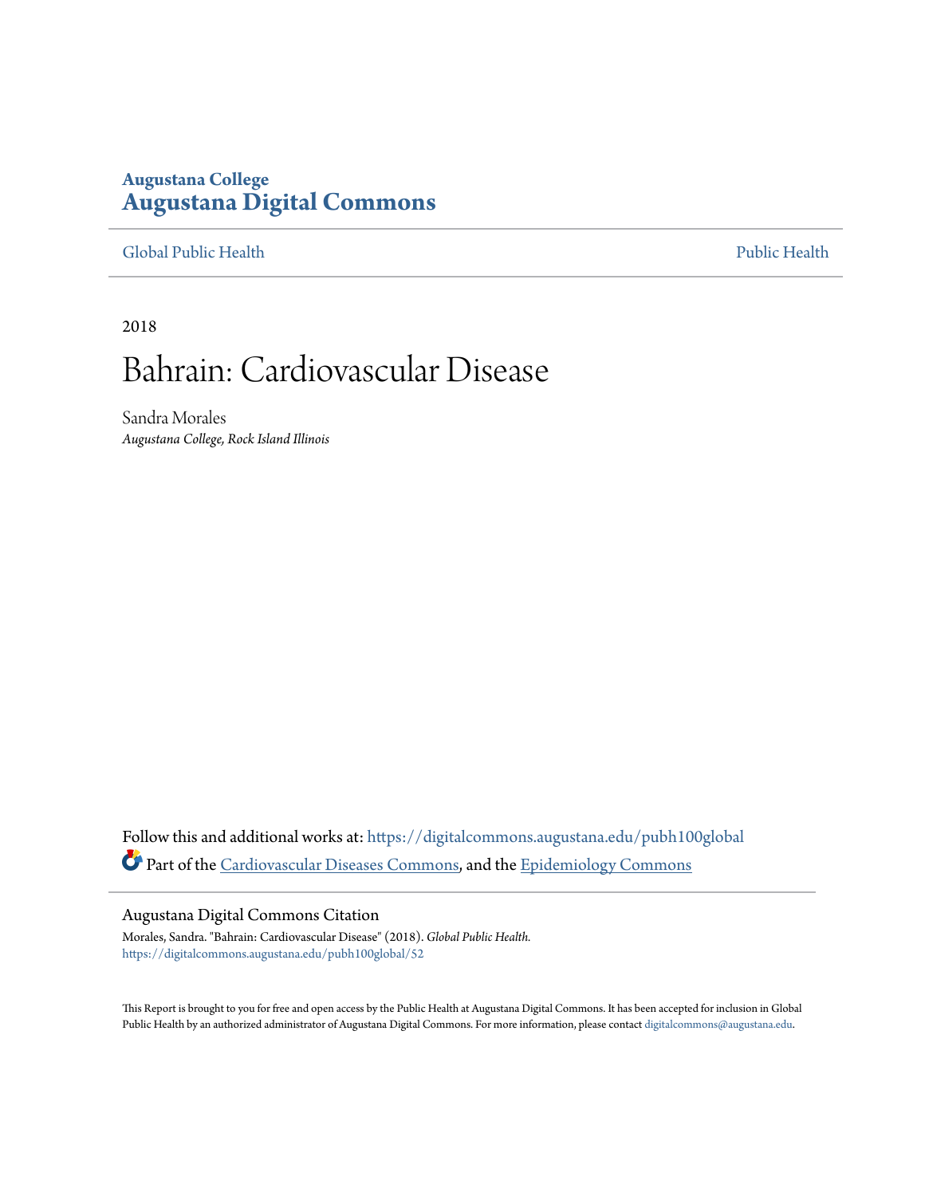**Augustana College**
**Augustana Digital Commons**

Global Public Health | Public Health

2018

# Bahrain: Cardiovascular Disease

Sandra Morales
*Augustana College, Rock Island Illinois*

Follow this and additional works at: https://digitalcommons.augustana.edu/pubh100global

Part of the Cardiovascular Diseases Commons, and the Epidemiology Commons

## Augustana Digital Commons Citation

Morales, Sandra. "Bahrain: Cardiovascular Disease" (2018). *Global Public Health.*
https://digitalcommons.augustana.edu/pubh100global/52

This Report is brought to you for free and open access by the Public Health at Augustana Digital Commons. It has been accepted for inclusion in Global Public Health by an authorized administrator of Augustana Digital Commons. For more information, please contact digitalcommons@augustana.edu.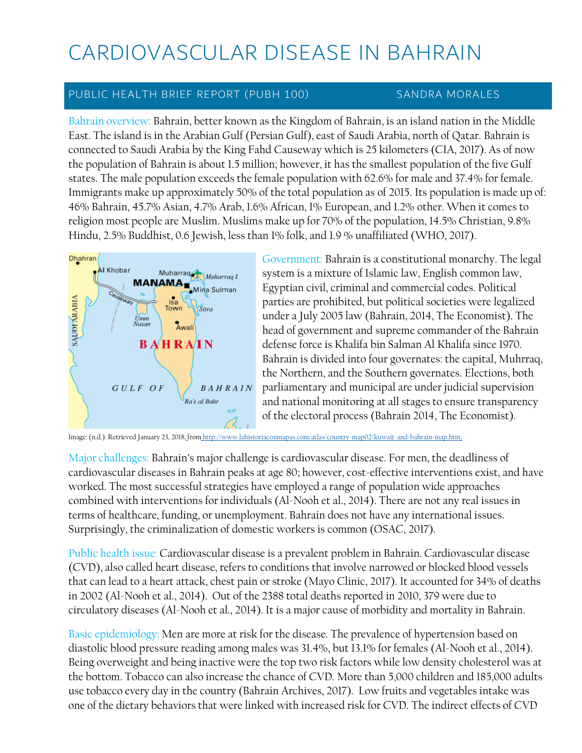# CARDIOVASCULAR DISEASE IN BAHRAIN

PUBLIC HEALTH BRIEF REPORT (PUBH 100) SANDRA MORALES

Bahrain overview: Bahrain, better known as the Kingdom of Bahrain, is an island nation in the Middle East. The island is in the Arabian Gulf (Persian Gulf), east of Saudi Arabia, north of Qatar. Bahrain is connected to Saudi Arabia by the King Fahd Causeway which is 25 kilometers (CIA, 2017). As of now the population of Bahrain is about 1.5 million; however, it has the smallest population of the five Gulf states. The male population exceeds the female population with 62.6% for male and 37.4% for female. Immigrants make up approximately 50% of the total population as of 2015. Its population is made up of: 46% Bahrain, 45.7% Asian, 4.7% Arab, 1.6% African, 1% European, and 1.2% other. When it comes to religion most people are Muslim. Muslims make up for 70% of the population, 14.5% Christian, 9.8% Hindu, 2.5% Buddhist, 0.6 Jewish, less than 1% folk, and 1.9 % unaffiliated (WHO, 2017).

Government: Bahrain is a constitutional monarchy. The legal system is a mixture of Islamic law, English common law, Egyptian civil, criminal and commercial codes. Political parties are prohibited, but political societies were legalized under a July 2005 law (Bahrain, 2014, The Economist). The head of government and supreme commander of the Bahrain defense force is Khalifa bin Salman Al Khalifa since 1970. Bahrain is divided into four governates: the capital, Muhrraq, the Northern, and the Southern governates. Elections, both parliamentary and municipal are under judicial supervision and national monitoring at all stages to ensure transparency of the electoral process (Bahrain 2014, The Economist).

Image: (n.d.). Retrieved January 23, 2018, from http://www.lahistoriaconmapas.com/atlas/country-map02/kuwait-and-bahrain-map.htm.

Major challenges: Bahrain's major challenge is cardiovascular disease. For men, the deadliness of cardiovascular diseases in Bahrain peaks at age 80; however, cost-effective interventions exist, and have worked. The most successful strategies have employed a range of population wide approaches combined with interventions for individuals (Al-Nooh et al., 2014). There are not any real issues in terms of healthcare, funding, or unemployment. Bahrain does not have any international issues. Surprisingly, the criminalization of domestic workers is common (OSAC, 2017).

Public health issue: Cardiovascular disease is a prevalent problem in Bahrain. Cardiovascular disease (CVD), also called heart disease, refers to conditions that involve narrowed or blocked blood vessels that can lead to a heart attack, chest pain or stroke (Mayo Clinic, 2017). It accounted for 34% of deaths in 2002 (Al-Nooh et al., 2014). Out of the 2388 total deaths reported in 2010, 379 were due to circulatory diseases (Al-Nooh et al., 2014). It is a major cause of morbidity and mortality in Bahrain.

Basic epidemiology: Men are more at risk for the disease. The prevalence of hypertension based on diastolic blood pressure reading among males was 31.4%, but 13.1% for females (Al-Nooh et al., 2014). Being overweight and being inactive were the top two risk factors while low density cholesterol was at the bottom. Tobacco can also increase the chance of CVD. More than 5,000 children and 185,000 adults use tobacco every day in the country (Bahrain Archives, 2017). Low fruits and vegetables intake was one of the dietary behaviors that were linked with increased risk for CVD. The indirect effects of CVD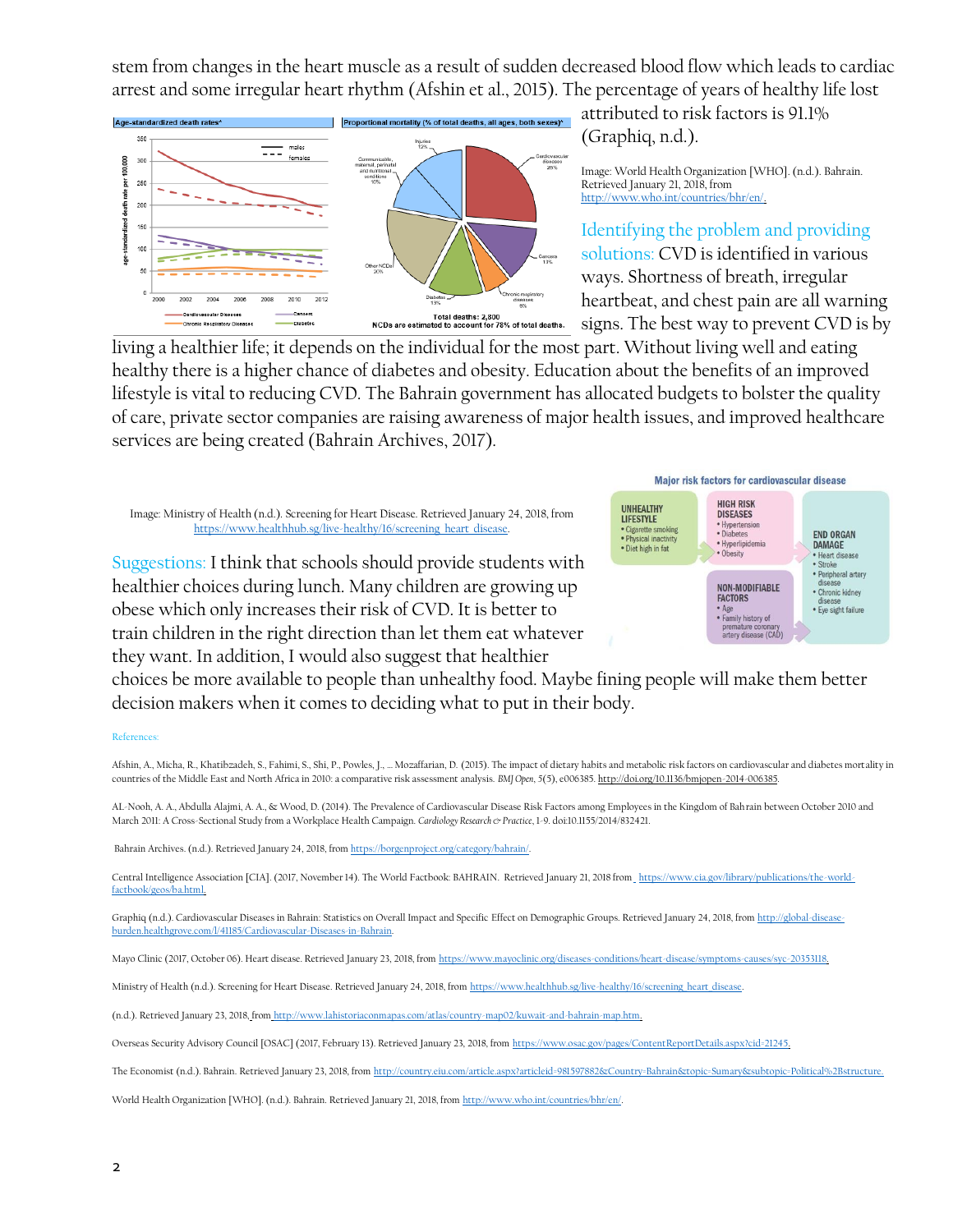stem from changes in the heart muscle as a result of sudden decreased blood flow which leads to cardiac arrest and some irregular heart rhythm (Afshin et al., 2015). The percentage of years of healthy life lost attributed to risk factors is 91.1% (Graphiq, n.d.).

Age-standardized death rates*

350
300
250
200
150
100
50
0

2000 2002 2004 2006 2008 2010 2012

age-standardized death rate per 100 000

males
females

Cardiovascular Diseases
Chronic Respiratory Diseases
Cancers
Diabetes

Proportional mortality (% of total deaths, all ages, both sexes)*

Injuries 12%
Communicable, maternal, perinatal and nutritional conditions 10%
Cardiovascular diseases 25%
Cancers 13%
Chronic respiratory diseases 6%
Diabetes 13%
Other NCDs 20%

Total deaths: 2,800
NCDs are estimated to account for 78% of total deaths.

Image: World Health Organization [WHO]. (n.d.). Bahrain. Retrieved January 21, 2018, from http://www.who.int/countries/bhr/en/.

**Identifying the problem and providing solutions:** CVD is identified in various ways. Shortness of breath, irregular heartbeat, and chest pain are all warning signs. The best way to prevent CVD is by living a healthier life; it depends on the individual for the most part. Without living well and eating healthy there is a higher chance of diabetes and obesity. Education about the benefits of an improved lifestyle is vital to reducing CVD. The Bahrain government has allocated budgets to bolster the quality of care, private sector companies are raising awareness of major health issues, and improved healthcare services are being created (Bahrain Archives, 2017).

Major risk factors for cardiovascular disease

UNHEALTHY LIFESTYLE
- Cigarette smoking
- Physical inactivity
- Diet high in fat

HIGH RISK DISEASES
- Hypertension
- Diabetes
- Hyperlipidemia
- Obesity

NON-MODIFIABLE FACTORS
- Age
- Family history of premature coronary artery disease (CAD)

END ORGAN DAMAGE
- Heart disease
- Stroke
- Peripheral artery disease
- Chronic kidney disease
- Eye sight failure

Image: Ministry of Health (n.d.). Screening for Heart Disease. Retrieved January 24, 2018, from https://www.healthhub.sg/live-healthy/16/screening_heart_disease.

**Suggestions:** I think that schools should provide students with healthier choices during lunch. Many children are growing up obese which only increases their risk of CVD. It is better to train children in the right direction than let them eat whatever they want. In addition, I would also suggest that healthier choices be more available to people than unhealthy food. Maybe fining people will make them better decision makers when it comes to deciding what to put in their body.

References:

Afshin, A., Micha, R., Khatibzadeh, S., Fahimi, S., Shi, P., Powles, J., ... Mozaffarian, D. (2015). The impact of dietary habits and metabolic risk factors on cardiovascular and diabetes mortality in countries of the Middle East and North Africa in 2010: a comparative risk assessment analysis. *BMJ Open*, 5(5), e006385. http://doi.org/10.1136/bmjopen-2014-006385.

AL-Nooh, A. A., Abdulla Alajmi, A. A., & Wood, D. (2014). The Prevalence of Cardiovascular Disease Risk Factors among Employees in the Kingdom of Bahrain between October 2010 and March 2011: A Cross-Sectional Study from a Workplace Health Campaign. *Cardiology Research & Practice*, 1-9. doi:10.1155/2014/832421.

Bahrain Archives. (n.d.). Retrieved January 24, 2018, from https://borgenproject.org/category/bahrain/.

Central Intelligence Association [CIA]. (2017, November 14). The World Factbook: BAHRAIN. Retrieved January 21, 2018 from https://www.cia.gov/library/publications/the-world-factbook/geos/ba.html.

Graphiq (n.d.). Cardiovascular Diseases in Bahrain: Statistics on Overall Impact and Specific Effect on Demographic Groups. Retrieved January 24, 2018, from http://global-disease-burden.healthgrove.com/l/41185/Cardiovascular-Diseases-in-Bahrain.

Mayo Clinic (2017, October 06). Heart disease. Retrieved January 23, 2018, from https://www.mayoclinic.org/diseases-conditions/heart-disease/symptoms-causes/syc-20353118.

Ministry of Health (n.d.). Screening for Heart Disease. Retrieved January 24, 2018, from https://www.healthhub.sg/live-healthy/16/screening_heart_disease.

(n.d.). Retrieved January 23, 2018, from http://www.lahistoriaconmapas.com/atlas/country-map02/kuwait-and-bahrain-map.htm.

Overseas Security Advisory Council [OSAC] (2017, February 13). Retrieved January 23, 2018, from https://www.osac.gov/pages/ContentReportDetails.aspx?cid=21245.

The Economist (n.d.). Bahrain. Retrieved January 23, 2018, from http://country.eiu.com/article.aspx?articleid=981597882&Country=Bahrain&topic=Sumary&subtopic=Political%2Bstructure.

World Health Organization [WHO]. (n.d.). Bahrain. Retrieved January 21, 2018, from http://www.who.int/countries/bhr/en/.